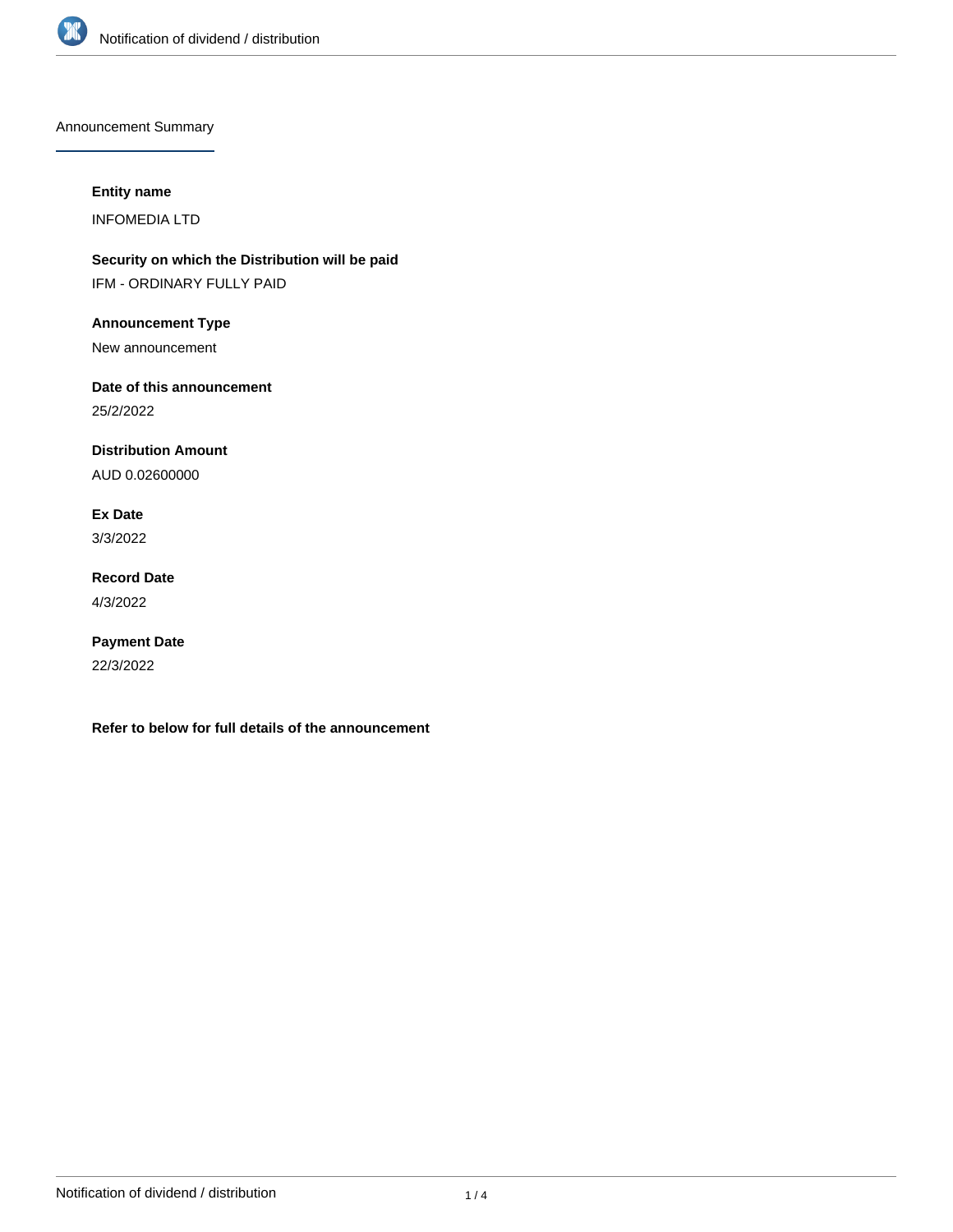## Announcement Summary

**Entity name**

INFOMEDIA LTD

**Security on which the Distribution will be paid**

IFM - ORDINARY FULLY PAID

**Announcement Type**

New announcement

**Date of this announcement**

25/2/2022

**Distribution Amount**

AUD 0.02600000

**Ex Date**

3/3/2022

**Record Date**

4/3/2022

**Payment Date**

22/3/2022

**Refer to below for full details of the announcement**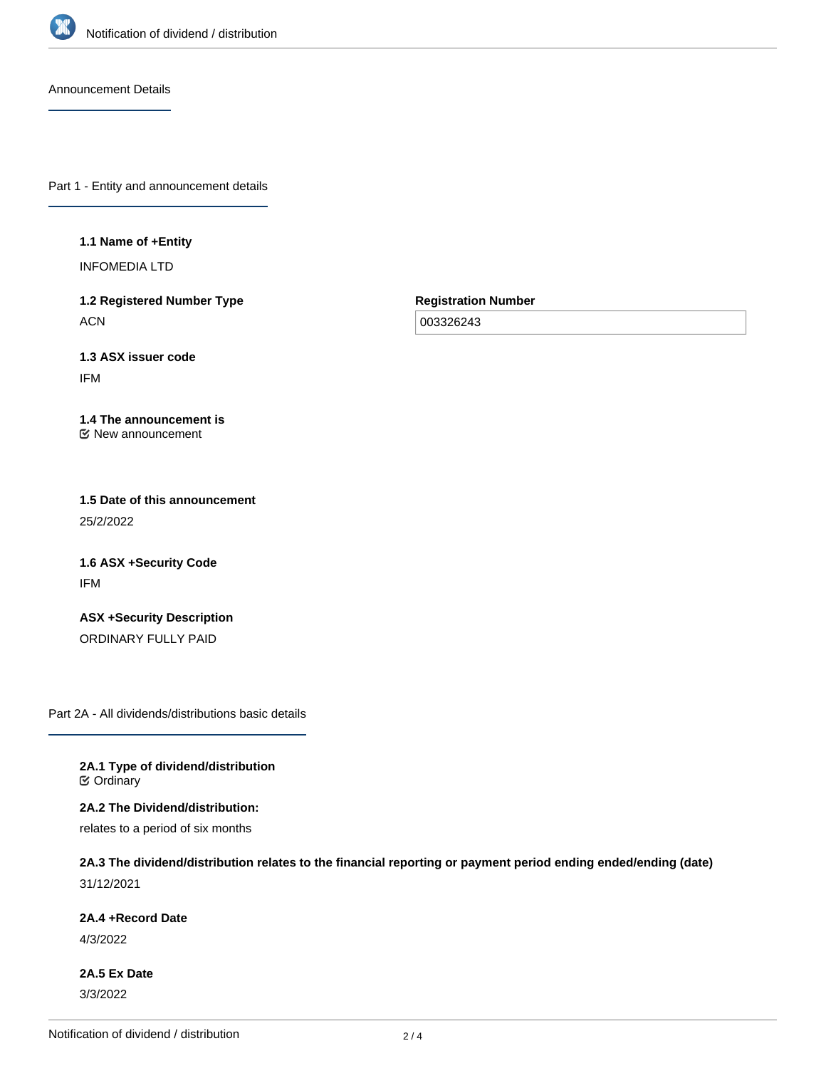## Announcement Details

### Part 1 - Entity and announcement details

**1.1 Name of +Entity**

INFOMEDIA LTD

**1.2 Registered Number Type**

ACN

**Registration Number**

003326243

**1.3 ASX issuer code**

IFM

**1.4 The announcement is**

☑ New announcement

**1.5 Date of this announcement**

25/2/2022

**1.6 ASX +Security Code**

IFM

**ASX +Security Description**

ORDINARY FULLY PAID

### Part 2A - All dividends/distributions basic details

**2A.1 Type of dividend/distribution**

☑ Ordinary

**2A.2 The Dividend/distribution:**

relates to a period of six months

**2A.3 The dividend/distribution relates to the financial reporting or payment period ending ended/ending (date)**

31/12/2021

**2A.4 +Record Date**

4/3/2022

**2A.5 Ex Date**

3/3/2022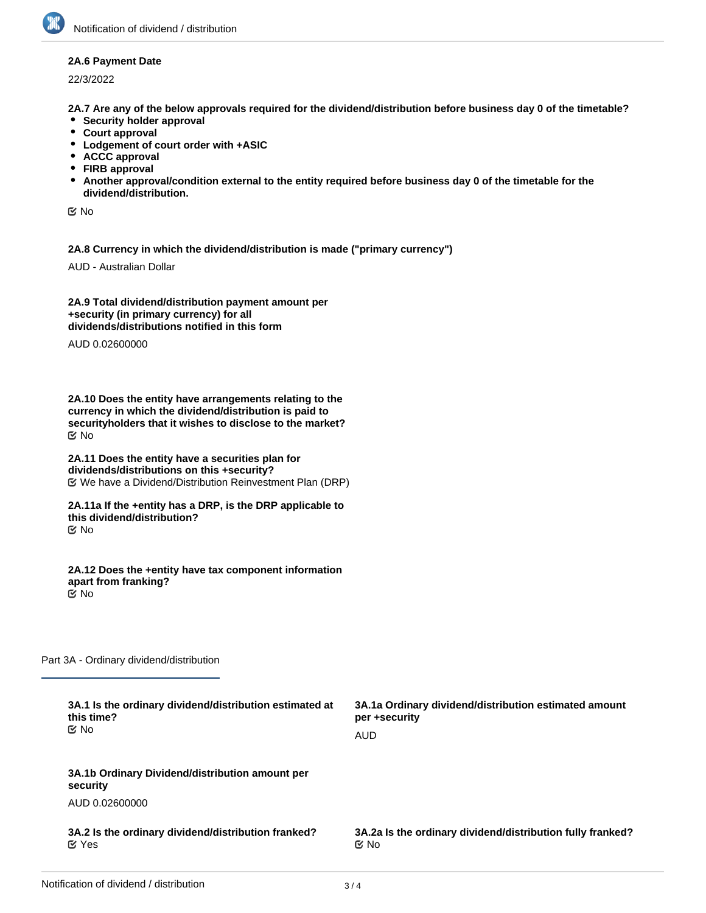**2A.6 Payment Date**

22/3/2022

**2A.7 Are any of the below approvals required for the dividend/distribution before business day 0 of the timetable?**

- **Security holder approval**
- **Court approval**
- **Lodgement of court order with +ASIC**
- **ACCC approval**
- **FIRB approval**
- **Another approval/condition external to the entity required before business day 0 of the timetable for the dividend/distribution.**

No

**2A.8 Currency in which the dividend/distribution is made ("primary currency")**

AUD - Australian Dollar

**2A.9 Total dividend/distribution payment amount per +security (in primary currency) for all dividends/distributions notified in this form**

AUD 0.02600000

**2A.10 Does the entity have arrangements relating to the currency in which the dividend/distribution is paid to securityholders that it wishes to disclose to the market?**

No

**2A.11 Does the entity have a securities plan for dividends/distributions on this +security?**

We have a Dividend/Distribution Reinvestment Plan (DRP)

**2A.11a If the +entity has a DRP, is the DRP applicable to this dividend/distribution?**

No

**2A.12 Does the +entity have tax component information apart from franking?**

No

## Part 3A - Ordinary dividend/distribution

**3A.1 Is the ordinary dividend/distribution estimated at this time?**

No

**3A.1a Ordinary dividend/distribution estimated amount per +security**

AUD

**3A.1b Ordinary Dividend/distribution amount per security**

AUD 0.02600000

**3A.2 Is the ordinary dividend/distribution franked?**

Yes

**3A.2a Is the ordinary dividend/distribution fully franked?**

No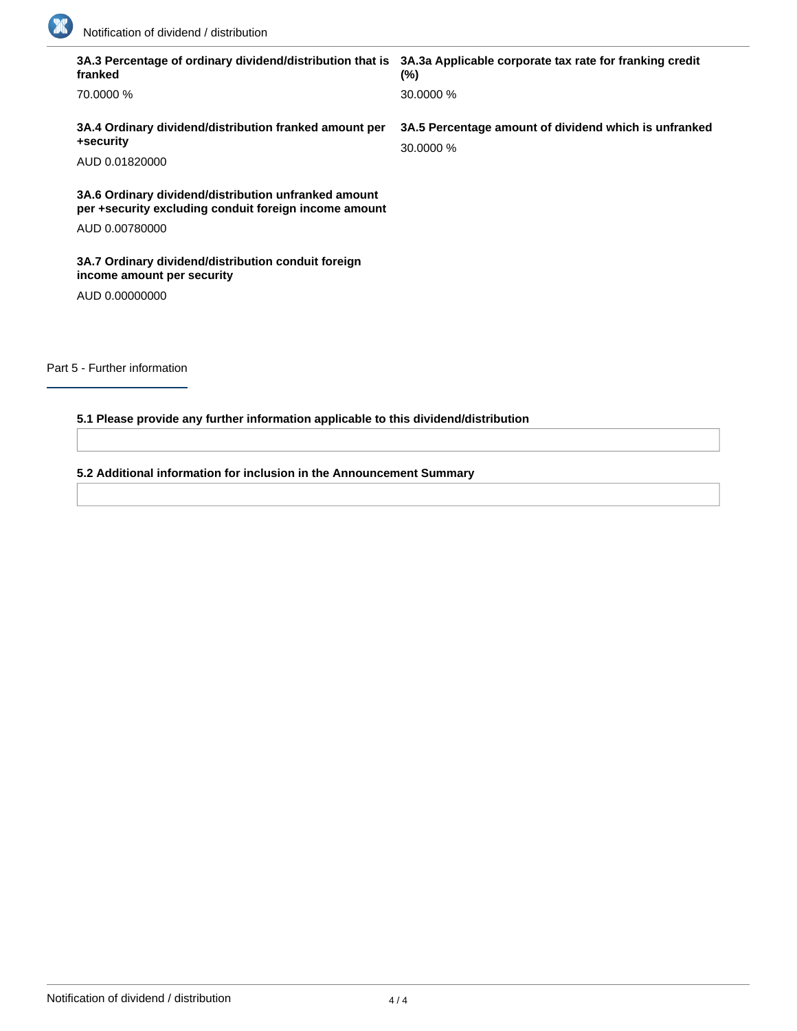**3A.3 Percentage of ordinary dividend/distribution that is franked**

70.0000 %

**3A.3a Applicable corporate tax rate for franking credit (%)**

30.0000 %

**3A.4 Ordinary dividend/distribution franked amount per +security**

AUD 0.01820000

**3A.5 Percentage amount of dividend which is unfranked**

30.0000 %

**3A.6 Ordinary dividend/distribution unfranked amount per +security excluding conduit foreign income amount**

AUD 0.00780000

**3A.7 Ordinary dividend/distribution conduit foreign income amount per security**

AUD 0.00000000

## Part 5 - Further information

**5.1 Please provide any further information applicable to this dividend/distribution**

**5.2 Additional information for inclusion in the Announcement Summary**